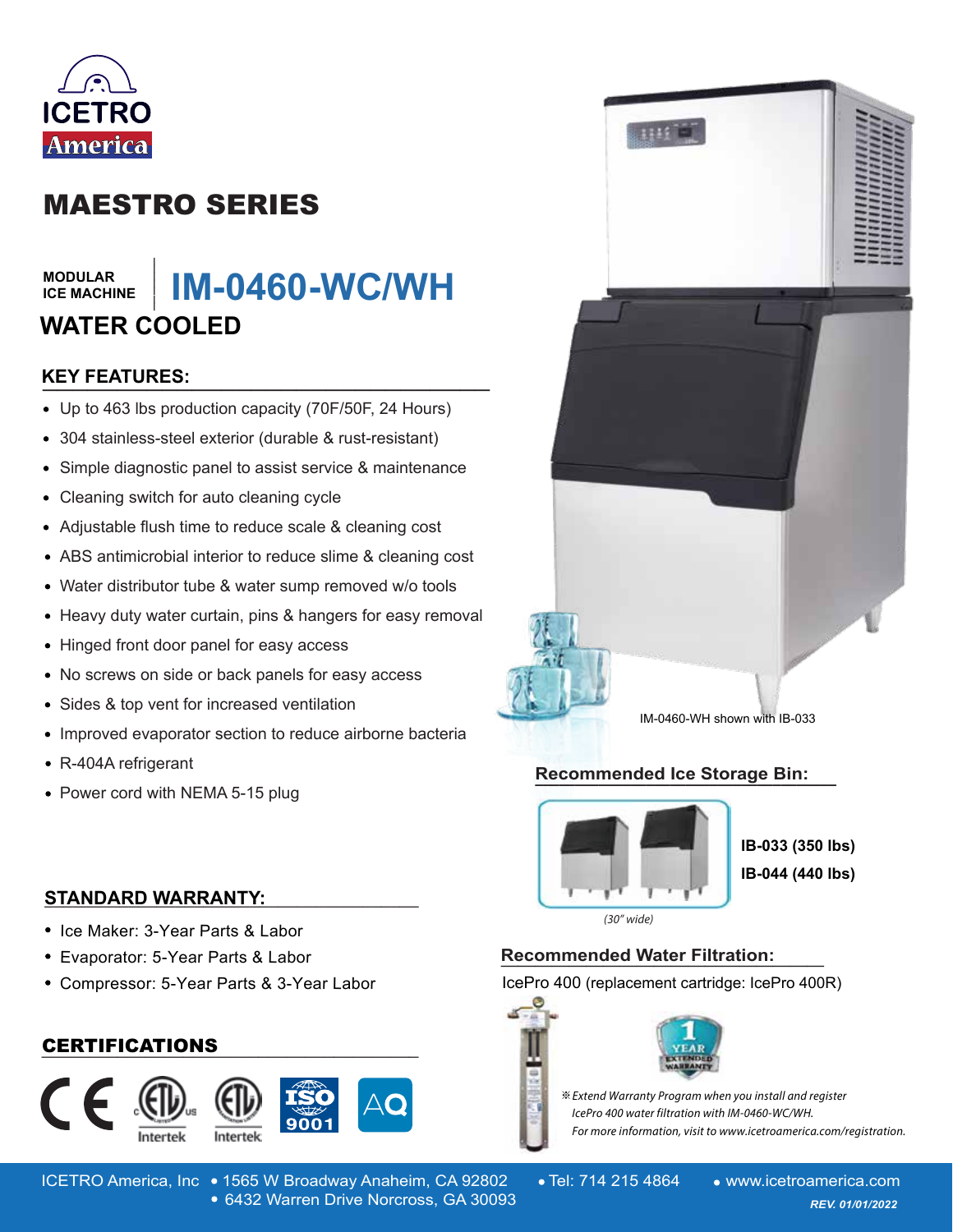ICETRO America

# MAESTRO SERIES

MODULAR ICE MACHINE

## IM-0460-WC/WH

## WATER COOLED

### KEY FEATURES:

- Up to 463 lbs production capacity (70F/50F, 24 Hours)
- 304 stainless-steel exterior (durable & rust-resistant)
- Simple diagnostic panel to assist service & maintenance
- Cleaning switch for auto cleaning cycle
- Adjustable flush time to reduce scale & cleaning cost
- ABS antimicrobial interior to reduce slime & cleaning cost
- Water distributor tube & water sump removed w/o tools
- Heavy duty water curtain, pins & hangers for easy removal
- Hinged front door panel for easy access
- No screws on side or back panels for easy access
- Sides & top vent for increased ventilation
- Improved evaporator section to reduce airborne bacteria
- R-404A refrigerant
- Power cord with NEMA 5-15 plug

IM-0460-WH shown with IB-033

### Recommended Ice Storage Bin:

**IB-033 (350 lbs)**
**IB-044 (440 lbs)**

*(30" wide)*

### STANDARD WARRANTY:

- Ice Maker: 3-Year Parts & Labor
- Evaporator: 5-Year Parts & Labor
- Compressor: 5-Year Parts & 3-Year Labor

### Recommended Water Filtration:

IcePro 400 (replacement cartridge: IcePro 400R)

1 YEAR EXTENDED WARRANTY

*※Extend Warranty Program when you install and register IcePro 400 water filtration with IM-0460-WC/WH. For more information, visit to www.icetroamerica.com/registration.*

### CERTIFICATIONS

CE, ETL (Intertek), ETL Sanitation (Intertek), ISO 9001, AQ

ICETRO America, Inc • 1565 W Broadway Anaheim, CA 92802 • 6432 Warren Drive Norcross, GA 30093 • Tel: 714 215 4864 • www.icetroamerica.com

*REV. 01/01/2022*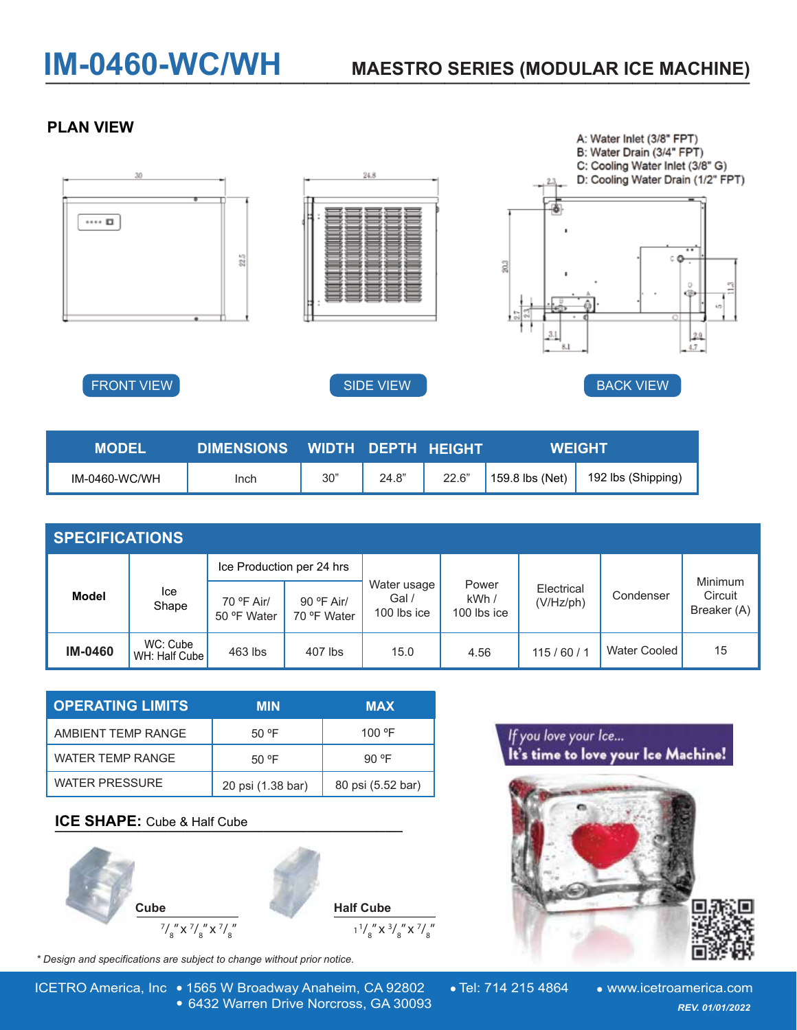# IM-0460-WC/WH

## MAESTRO SERIES (MODULAR ICE MACHINE)

### PLAN VIEW

A: Water Inlet (3/8" FPT)
B: Water Drain (3/4" FPT)
C: Cooling Water Inlet (3/8" G)
D: Cooling Water Drain (1/2" FPT)

FRONT VIEW

SIDE VIEW

BACK VIEW

| MODEL | DIMENSIONS | WIDTH | DEPTH | HEIGHT | WEIGHT | |
|---|---|---|---|---|---|---|
| IM-0460-WC/WH | Inch | 30" | 24.8" | 22.6" | 159.8 lbs (Net) | 192 lbs (Shipping) |

## SPECIFICATIONS

| Model | Ice Shape | Ice Production per 24 hrs | | Water usage Gal / 100 lbs ice | Power kWh / 100 lbs ice | Electrical (V/Hz/ph) | Condenser | Minimum Circuit Breaker (A) |
|---|---|---|---|---|---|---|---|---|
| | | 70 °F Air/ 50 °F Water | 90 °F Air/ 70 °F Water | | | | | |
| **IM-0460** | WC: Cube WH: Half Cube | 463 lbs | 407 lbs | 15.0 | 4.56 | 115 / 60 / 1 | Water Cooled | 15 |

| OPERATING LIMITS | MIN | MAX |
|---|---|---|
| AMBIENT TEMP RANGE | 50 °F | 100 °F |
| WATER TEMP RANGE | 50 °F | 90 °F |
| WATER PRESSURE | 20 psi (1.38 bar) | 80 psi (5.52 bar) |

**ICE SHAPE:** Cube & Half Cube

**Cube**
$^{7}/_{8}" \times ^{7}/_{8}" \times ^{7}/_{8}"$

**Half Cube**
$1^{1}/_{8}" \times ^{3}/_{8}" \times ^{7}/_{8}"$

*If you love your Ice...*
**It's time to love your Ice Machine!**

*\* Design and specifications are subject to change without prior notice.*

ICETRO America, Inc • 1565 W Broadway Anaheim, CA 92802 • 6432 Warren Drive Norcross, GA 30093 • Tel: 714 215 4864 • www.icetroamerica.com

*REV. 01/01/2022*